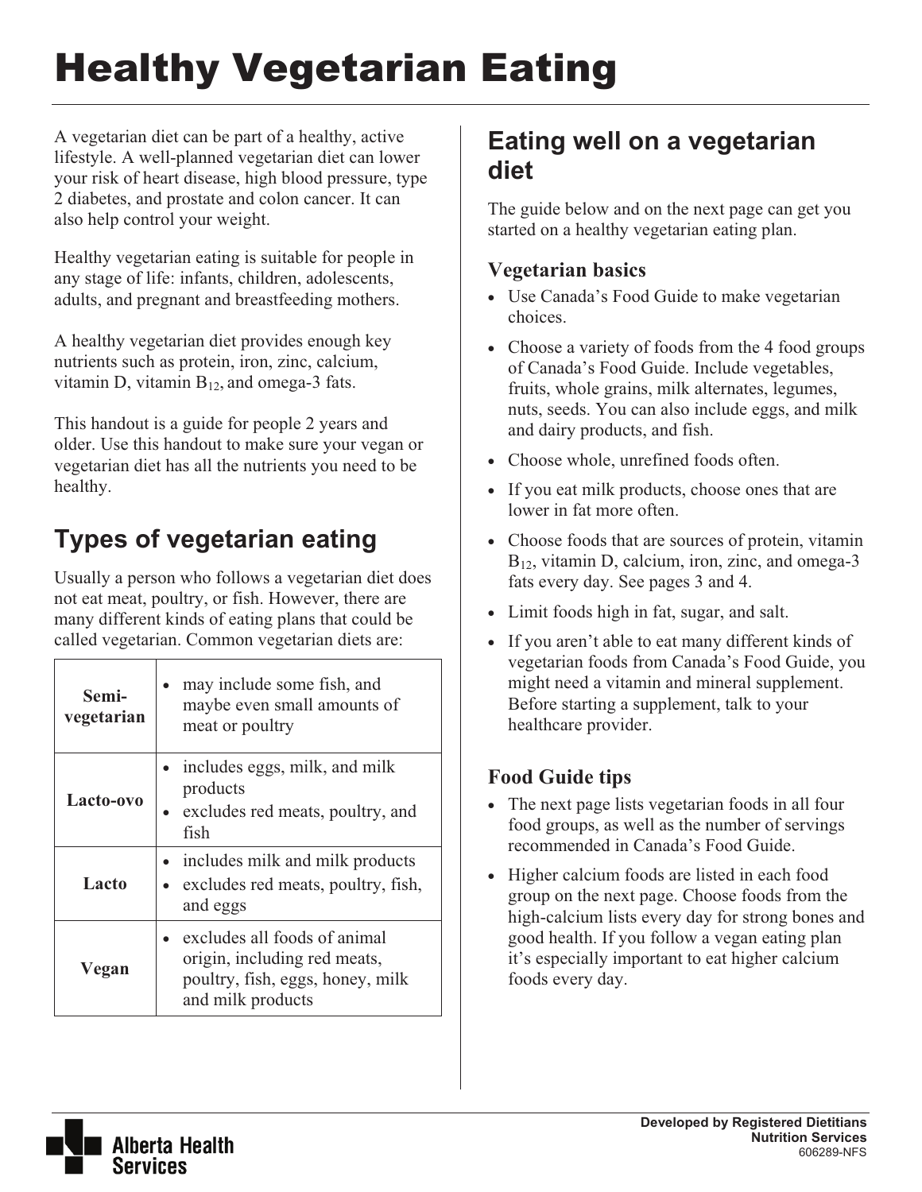# Healthy Vegetarian Eating

A vegetarian diet can be part of a healthy, active lifestyle. A well-planned vegetarian diet can lower your risk of heart disease, high blood pressure, type 2 diabetes, and prostate and colon cancer. It can also help control your weight.

Healthy vegetarian eating is suitable for people in any stage of life: infants, children, adolescents, adults, and pregnant and breastfeeding mothers.

A healthy vegetarian diet provides enough key nutrients such as protein, iron, zinc, calcium, vitamin D, vitamin $B_{12}$, and omega-3 fats.

This handout is a guide for people 2 years and older. Use this handout to make sure your vegan or vegetarian diet has all the nutrients you need to be healthy.

## Types of vegetarian eating

Usually a person who follows a vegetarian diet does not eat meat, poultry, or fish. However, there are many different kinds of eating plans that could be called vegetarian. Common vegetarian diets are:

| | |
|---|---|
| **Semi-vegetarian** | • may include some fish, and maybe even small amounts of meat or poultry |
| **Lacto-ovo** | • includes eggs, milk, and milk products<br>• excludes red meats, poultry, and fish |
| **Lacto** | • includes milk and milk products<br>• excludes red meats, poultry, fish, and eggs |
| **Vegan** | • excludes all foods of animal origin, including red meats, poultry, fish, eggs, honey, milk and milk products |

## Eating well on a vegetarian diet

The guide below and on the next page can get you started on a healthy vegetarian eating plan.

### Vegetarian basics

- Use Canada's Food Guide to make vegetarian choices.
- Choose a variety of foods from the 4 food groups of Canada's Food Guide. Include vegetables, fruits, whole grains, milk alternates, legumes, nuts, seeds. You can also include eggs, and milk and dairy products, and fish.
- Choose whole, unrefined foods often.
- If you eat milk products, choose ones that are lower in fat more often.
- Choose foods that are sources of protein, vitamin $B_{12}$, vitamin D, calcium, iron, zinc, and omega-3 fats every day. See pages 3 and 4.
- Limit foods high in fat, sugar, and salt.
- If you aren't able to eat many different kinds of vegetarian foods from Canada's Food Guide, you might need a vitamin and mineral supplement. Before starting a supplement, talk to your healthcare provider.

### Food Guide tips

- The next page lists vegetarian foods in all four food groups, as well as the number of servings recommended in Canada's Food Guide.
- Higher calcium foods are listed in each food group on the next page. Choose foods from the high-calcium lists every day for strong bones and good health. If you follow a vegan eating plan it's especially important to eat higher calcium foods every day.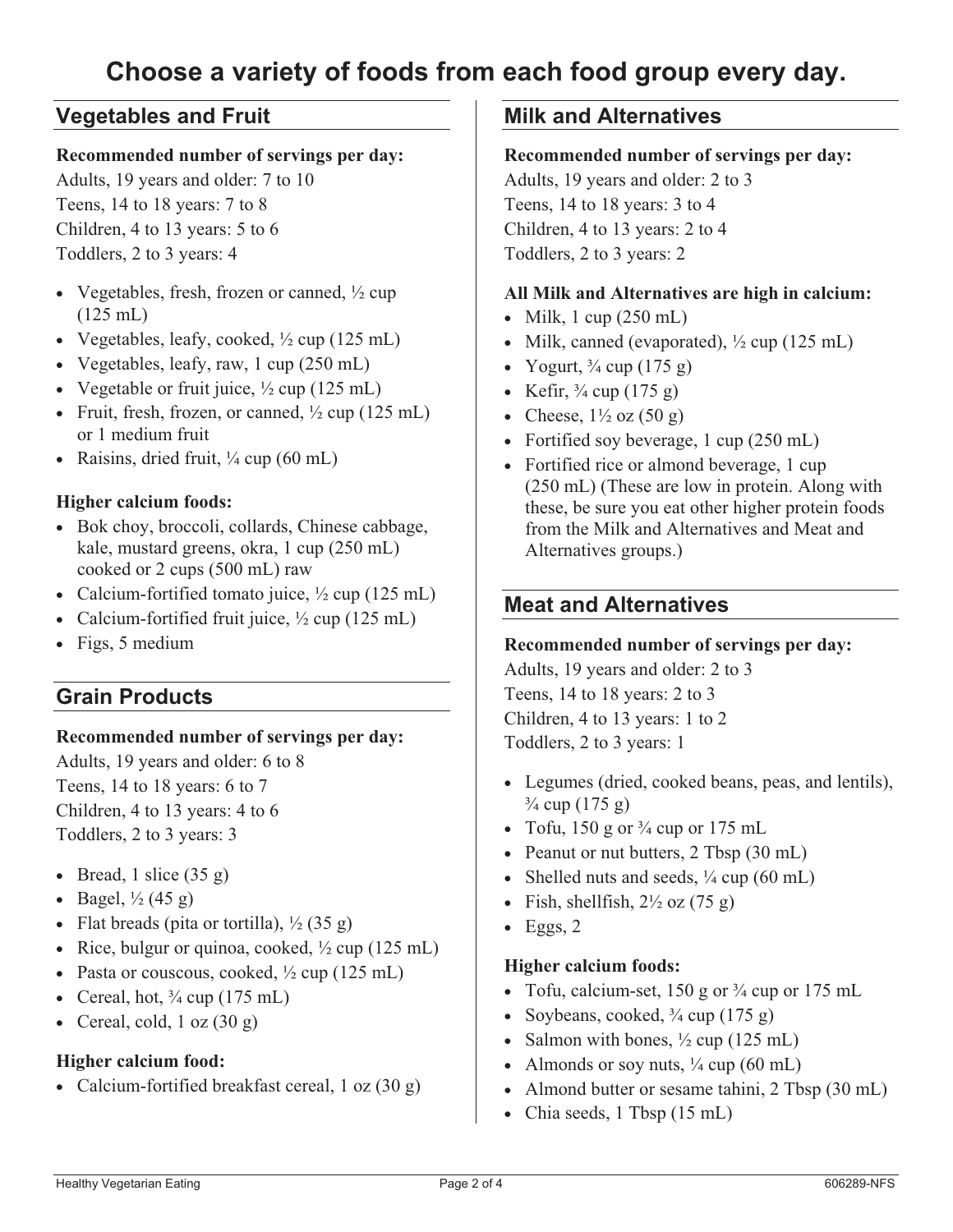# Choose a variety of foods from each food group every day.

## Vegetables and Fruit

**Recommended number of servings per day:**

Adults, 19 years and older: 7 to 10
Teens, 14 to 18 years: 7 to 8
Children, 4 to 13 years: 5 to 6
Toddlers, 2 to 3 years: 4

- Vegetables, fresh, frozen or canned, ½ cup (125 mL)
- Vegetables, leafy, cooked, ½ cup (125 mL)
- Vegetables, leafy, raw, 1 cup (250 mL)
- Vegetable or fruit juice, ½ cup (125 mL)
- Fruit, fresh, frozen, or canned, ½ cup (125 mL) or 1 medium fruit
- Raisins, dried fruit, ¼ cup (60 mL)

**Higher calcium foods:**

- Bok choy, broccoli, collards, Chinese cabbage, kale, mustard greens, okra, 1 cup (250 mL) cooked or 2 cups (500 mL) raw
- Calcium-fortified tomato juice, ½ cup (125 mL)
- Calcium-fortified fruit juice, ½ cup (125 mL)
- Figs, 5 medium

## Grain Products

**Recommended number of servings per day:**

Adults, 19 years and older: 6 to 8
Teens, 14 to 18 years: 6 to 7
Children, 4 to 13 years: 4 to 6
Toddlers, 2 to 3 years: 3

- Bread, 1 slice (35 g)
- Bagel, ½ (45 g)
- Flat breads (pita or tortilla), ½ (35 g)
- Rice, bulgur or quinoa, cooked, ½ cup (125 mL)
- Pasta or couscous, cooked, ½ cup (125 mL)
- Cereal, hot, ¾ cup (175 mL)
- Cereal, cold, 1 oz (30 g)

**Higher calcium food:**

- Calcium-fortified breakfast cereal, 1 oz (30 g)

## Milk and Alternatives

**Recommended number of servings per day:**

Adults, 19 years and older: 2 to 3
Teens, 14 to 18 years: 3 to 4
Children, 4 to 13 years: 2 to 4
Toddlers, 2 to 3 years: 2

**All Milk and Alternatives are high in calcium:**

- Milk, 1 cup (250 mL)
- Milk, canned (evaporated), ½ cup (125 mL)
- Yogurt, ¾ cup (175 g)
- Kefir, ¾ cup (175 g)
- Cheese, 1½ oz (50 g)
- Fortified soy beverage, 1 cup (250 mL)
- Fortified rice or almond beverage, 1 cup (250 mL) (These are low in protein. Along with these, be sure you eat other higher protein foods from the Milk and Alternatives and Meat and Alternatives groups.)

## Meat and Alternatives

**Recommended number of servings per day:**

Adults, 19 years and older: 2 to 3
Teens, 14 to 18 years: 2 to 3
Children, 4 to 13 years: 1 to 2
Toddlers, 2 to 3 years: 1

- Legumes (dried, cooked beans, peas, and lentils), ¾ cup (175 g)
- Tofu, 150 g or ¾ cup or 175 mL
- Peanut or nut butters, 2 Tbsp (30 mL)
- Shelled nuts and seeds, ¼ cup (60 mL)
- Fish, shellfish, 2½ oz (75 g)
- Eggs, 2

**Higher calcium foods:**

- Tofu, calcium-set, 150 g or ¾ cup or 175 mL
- Soybeans, cooked, ¾ cup (175 g)
- Salmon with bones, ½ cup (125 mL)
- Almonds or soy nuts, ¼ cup (60 mL)
- Almond butter or sesame tahini, 2 Tbsp (30 mL)
- Chia seeds, 1 Tbsp (15 mL)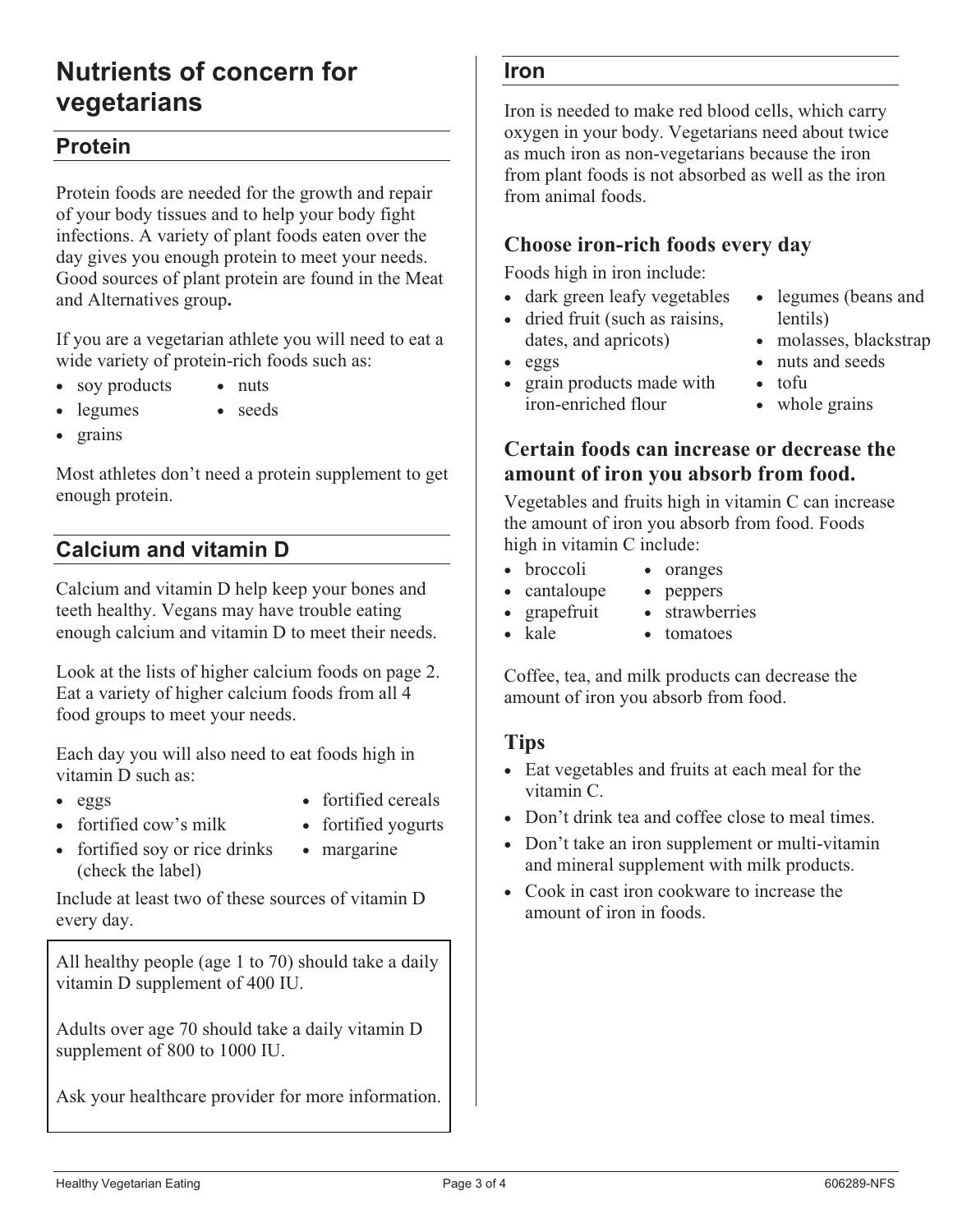# Nutrients of concern for vegetarians

## Protein

Protein foods are needed for the growth and repair of your body tissues and to help your body fight infections. A variety of plant foods eaten over the day gives you enough protein to meet your needs. Good sources of plant protein are found in the Meat and Alternatives group**.**

If you are a vegetarian athlete you will need to eat a wide variety of protein-rich foods such as:

- soy products
- legumes
- grains
- nuts
- seeds

Most athletes don't need a protein supplement to get enough protein.

## Calcium and vitamin D

Calcium and vitamin D help keep your bones and teeth healthy. Vegans may have trouble eating enough calcium and vitamin D to meet their needs.

Look at the lists of higher calcium foods on page 2. Eat a variety of higher calcium foods from all 4 food groups to meet your needs.

Each day you will also need to eat foods high in vitamin D such as:

- eggs
- fortified cow's milk
- fortified soy or rice drinks (check the label)
- fortified cereals
- fortified yogurts
- margarine

Include at least two of these sources of vitamin D every day.

All healthy people (age 1 to 70) should take a daily vitamin D supplement of 400 IU.

Adults over age 70 should take a daily vitamin D supplement of 800 to 1000 IU.

Ask your healthcare provider for more information.

## Iron

Iron is needed to make red blood cells, which carry oxygen in your body. Vegetarians need about twice as much iron as non-vegetarians because the iron from plant foods is not absorbed as well as the iron from animal foods.

### Choose iron-rich foods every day

Foods high in iron include:

- dark green leafy vegetables
- dried fruit (such as raisins, dates, and apricots)
- eggs
- grain products made with iron-enriched flour
- legumes (beans and lentils)
- molasses, blackstrap
- nuts and seeds
- tofu
- whole grains

### Certain foods can increase or decrease the amount of iron you absorb from food.

Vegetables and fruits high in vitamin C can increase the amount of iron you absorb from food. Foods high in vitamin C include:

- broccoli
- cantaloupe
- grapefruit
- kale
- oranges
- peppers
- strawberries
- tomatoes

Coffee, tea, and milk products can decrease the amount of iron you absorb from food.

### Tips

- Eat vegetables and fruits at each meal for the vitamin C.
- Don't drink tea and coffee close to meal times.
- Don't take an iron supplement or multi-vitamin and mineral supplement with milk products.
- Cook in cast iron cookware to increase the amount of iron in foods.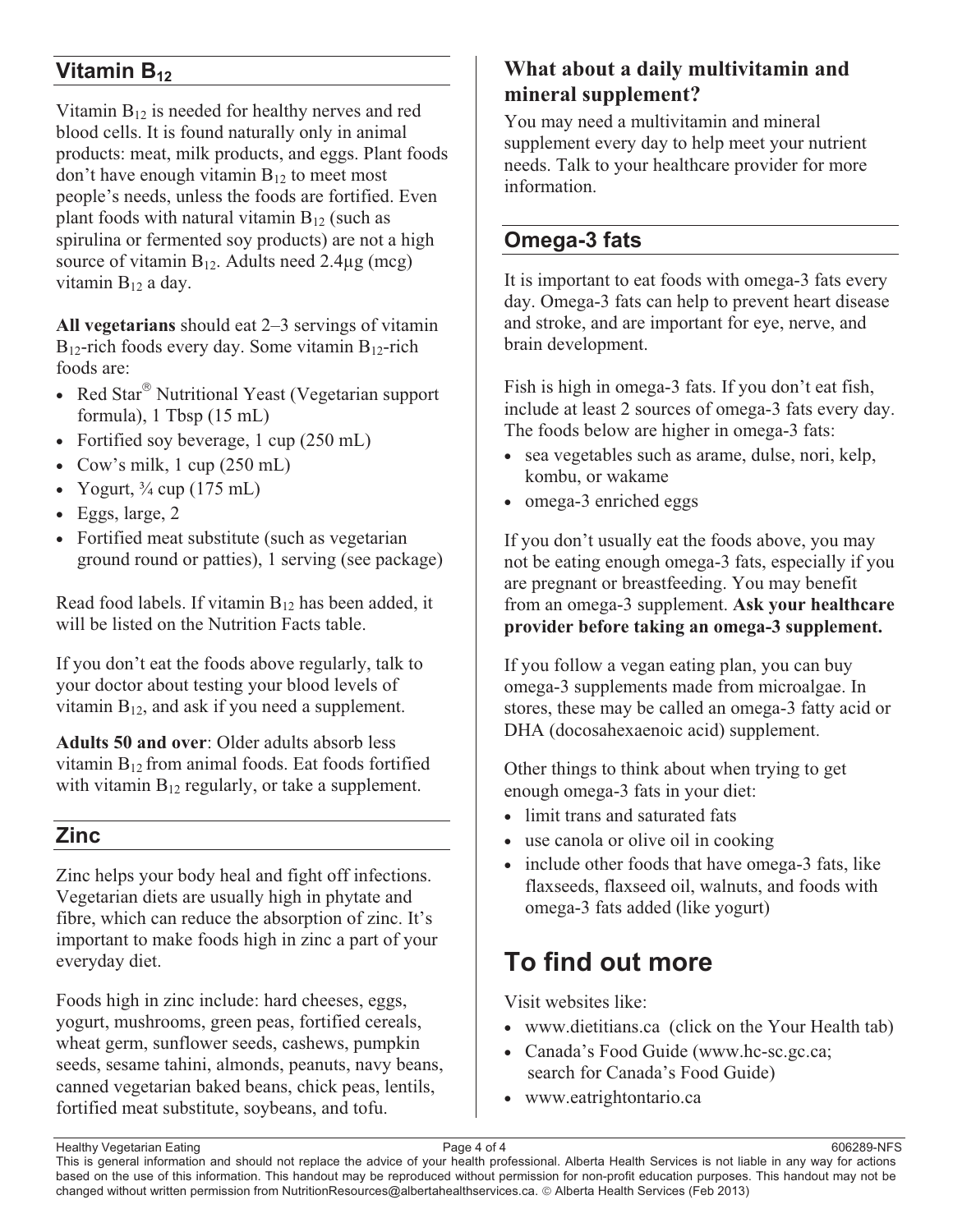## Vitamin $B_{12}$

Vitamin $B_{12}$ is needed for healthy nerves and red blood cells. It is found naturally only in animal products: meat, milk products, and eggs. Plant foods don't have enough vitamin $B_{12}$ to meet most people's needs, unless the foods are fortified. Even plant foods with natural vitamin $B_{12}$ (such as spirulina or fermented soy products) are not a high source of vitamin $B_{12}$. Adults need 2.4µg (mcg) vitamin $B_{12}$ a day.

**All vegetarians** should eat 2–3 servings of vitamin $B_{12}$-rich foods every day. Some vitamin $B_{12}$-rich foods are:

- Red Star® Nutritional Yeast (Vegetarian support formula), 1 Tbsp (15 mL)
- Fortified soy beverage, 1 cup (250 mL)
- Cow's milk, 1 cup (250 mL)
- Yogurt, ¾ cup (175 mL)
- Eggs, large, 2
- Fortified meat substitute (such as vegetarian ground round or patties), 1 serving (see package)

Read food labels. If vitamin $B_{12}$ has been added, it will be listed on the Nutrition Facts table.

If you don't eat the foods above regularly, talk to your doctor about testing your blood levels of vitamin $B_{12}$, and ask if you need a supplement.

**Adults 50 and over**: Older adults absorb less vitamin $B_{12}$ from animal foods. Eat foods fortified with vitamin $B_{12}$ regularly, or take a supplement.

## Zinc

Zinc helps your body heal and fight off infections. Vegetarian diets are usually high in phytate and fibre, which can reduce the absorption of zinc. It's important to make foods high in zinc a part of your everyday diet.

Foods high in zinc include: hard cheeses, eggs, yogurt, mushrooms, green peas, fortified cereals, wheat germ, sunflower seeds, cashews, pumpkin seeds, sesame tahini, almonds, peanuts, navy beans, canned vegetarian baked beans, chick peas, lentils, fortified meat substitute, soybeans, and tofu.

### What about a daily multivitamin and mineral supplement?

You may need a multivitamin and mineral supplement every day to help meet your nutrient needs. Talk to your healthcare provider for more information.

## Omega-3 fats

It is important to eat foods with omega-3 fats every day. Omega-3 fats can help to prevent heart disease and stroke, and are important for eye, nerve, and brain development.

Fish is high in omega-3 fats. If you don't eat fish, include at least 2 sources of omega-3 fats every day. The foods below are higher in omega-3 fats:

- sea vegetables such as arame, dulse, nori, kelp, kombu, or wakame
- omega-3 enriched eggs

If you don't usually eat the foods above, you may not be eating enough omega-3 fats, especially if you are pregnant or breastfeeding. You may benefit from an omega-3 supplement. **Ask your healthcare provider before taking an omega-3 supplement.**

If you follow a vegan eating plan, you can buy omega-3 supplements made from microalgae. In stores, these may be called an omega-3 fatty acid or DHA (docosahexaenoic acid) supplement.

Other things to think about when trying to get enough omega-3 fats in your diet:

- limit trans and saturated fats
- use canola or olive oil in cooking
- include other foods that have omega-3 fats, like flaxseeds, flaxseed oil, walnuts, and foods with omega-3 fats added (like yogurt)

# To find out more

Visit websites like:

- www.dietitians.ca (click on the Your Health tab)
- Canada's Food Guide (www.hc-sc.gc.ca; search for Canada's Food Guide)
- www.eatrightontario.ca

This is general information and should not replace the advice of your health professional. Alberta Health Services is not liable in any way for actions based on the use of this information. This handout may be reproduced without permission for non-profit education purposes. This handout may not be changed without written permission from NutritionResources@albertahealthservices.ca. © Alberta Health Services (Feb 2013)